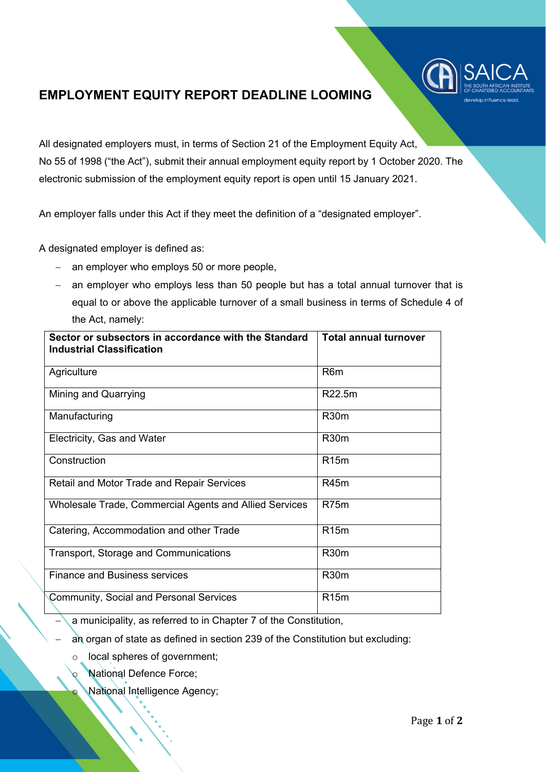# EMPLOYMENT EQUITY REPORT DEADLINE LOOMING

All designated employers must, in terms of Section 21 of the Employment Equity Act, No 55 of 1998 ("the Act"), submit their annual employment equity report by 1 October 2020. The electronic submission of the employment equity report is open until 15 January 2021.

An employer falls under this Act if they meet the definition of a "designated employer".

A designated employer is defined as:

- an employer who employs 50 or more people,
- an employer who employs less than 50 people but has a total annual turnover that is equal to or above the applicable turnover of a small business in terms of Schedule 4 of the Act, namely:

| Sector or subsectors in accordance with the Standard Industrial Classification | Total annual turnover |
|---|---|
| Agriculture | R6m |
| Mining and Quarrying | R22.5m |
| Manufacturing | R30m |
| Electricity, Gas and Water | R30m |
| Construction | R15m |
| Retail and Motor Trade and Repair Services | R45m |
| Wholesale Trade, Commercial Agents and Allied Services | R75m |
| Catering, Accommodation and other Trade | R15m |
| Transport, Storage and Communications | R30m |
| Finance and Business services | R30m |
| Community, Social and Personal Services | R15m |

- a municipality, as referred to in Chapter 7 of the Constitution,
- an organ of state as defined in section 239 of the Constitution but excluding:
  - local spheres of government;
  - National Defence Force;
  - National Intelligence Agency;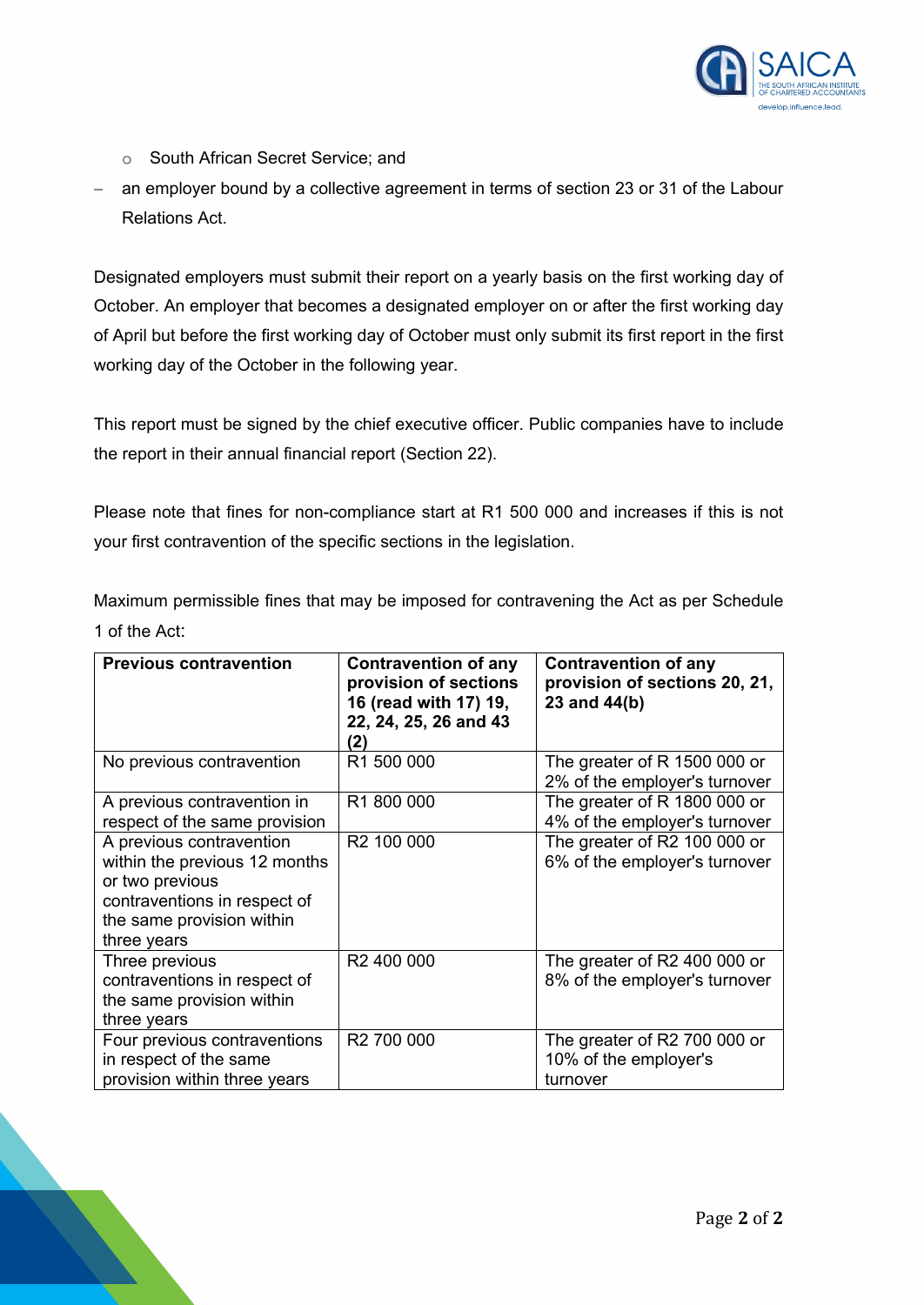- South African Secret Service; and
- an employer bound by a collective agreement in terms of section 23 or 31 of the Labour Relations Act.

Designated employers must submit their report on a yearly basis on the first working day of October. An employer that becomes a designated employer on or after the first working day of April but before the first working day of October must only submit its first report in the first working day of the October in the following year.

This report must be signed by the chief executive officer. Public companies have to include the report in their annual financial report (Section 22).

Please note that fines for non-compliance start at R1 500 000 and increases if this is not your first contravention of the specific sections in the legislation.

Maximum permissible fines that may be imposed for contravening the Act as per Schedule 1 of the Act:

| **Previous contravention** | **Contravention of any provision of sections 16 (read with 17) 19, 22, 24, 25, 26 and 43 (2)** | **Contravention of any provision of sections 20, 21, 23 and 44(b)** |
|---|---|---|
| No previous contravention | R1 500 000 | The greater of R 1500 000 or 2% of the employer's turnover |
| A previous contravention in respect of the same provision | R1 800 000 | The greater of R 1800 000 or 4% of the employer's turnover |
| A previous contravention within the previous 12 months or two previous contraventions in respect of the same provision within three years | R2 100 000 | The greater of R2 100 000 or 6% of the employer's turnover |
| Three previous contraventions in respect of the same provision within three years | R2 400 000 | The greater of R2 400 000 or 8% of the employer's turnover |
| Four previous contraventions in respect of the same provision within three years | R2 700 000 | The greater of R2 700 000 or 10% of the employer's turnover |